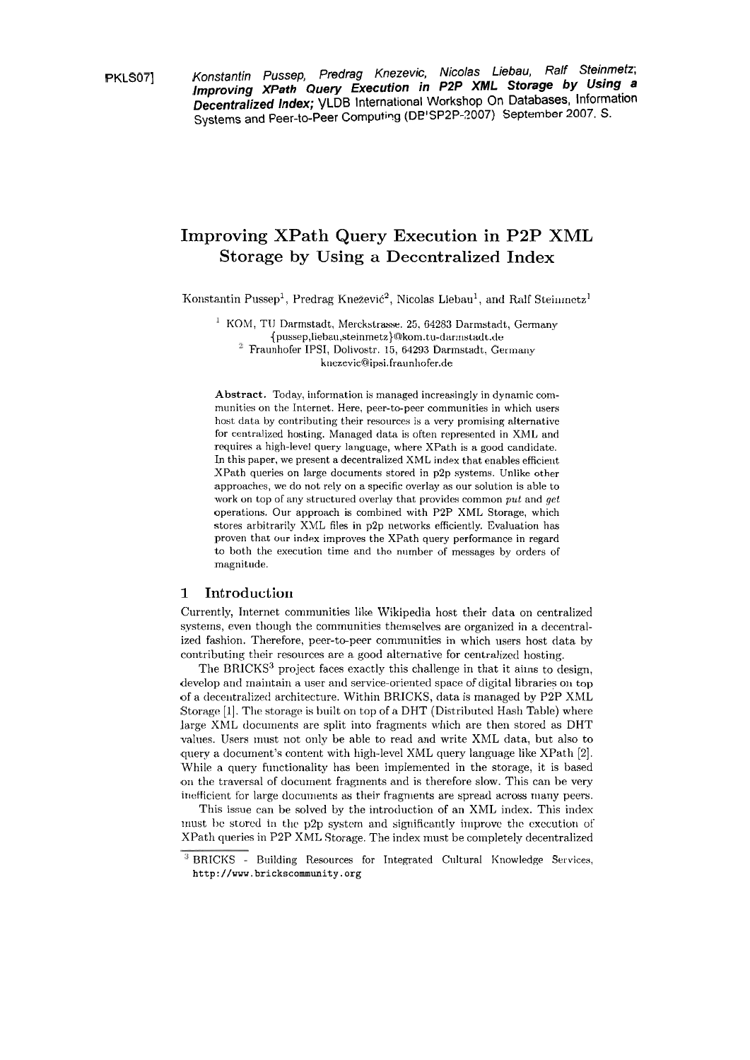[PKLS07] Konstantin Pussep, Predrag Knezevic, Nicolas Liebau, Ralf Steinmetz; ***Improving XPath Query Execution in P2P XML Storage by Using a Decentralized Index;*** VLDB International Workshop On Databases, Information Systems and Peer-to-Peer Computing (DBISP2P-2007) September 2007, S.

# Improving XPath Query Execution in P2P XML Storage by Using a Decentralized Index

Konstantin Pussep[1], Predrag Knežević[2], Nicolas Liebau[1], and Ralf Steinmetz[1]

[1] KOM, TU Darmstadt, Merckstrasse. 25, 64283 Darmstadt, Germany
{pussep,liebau,steinmetz}@kom.tu-darmstadt.de

[2] Fraunhofer IPSI, Dolivostr. 15, 64293 Darmstadt, Germany
knezevic@ipsi.fraunhofer.de

**Abstract.** Today, information is managed increasingly in dynamic communities on the Internet. Here, peer-to-peer communities in which users host data by contributing their resources is a very promising alternative for centralized hosting. Managed data is often represented in XML and requires a high-level query language, where XPath is a good candidate. In this paper, we present a decentralized XML index that enables efficient XPath queries on large documents stored in p2p systems. Unlike other approaches, we do not rely on a specific overlay as our solution is able to work on top of any structured overlay that provides common *put* and *get* operations. Our approach is combined with P2P XML Storage, which stores arbitrarily XML files in p2p networks efficiently. Evaluation has proven that our index improves the XPath query performance in regard to both the execution time and the number of messages by orders of magnitude.

## 1 Introduction

Currently, Internet communities like Wikipedia host their data on centralized systems, even though the communities themselves are organized in a decentralized fashion. Therefore, peer-to-peer communities in which users host data by contributing their resources are a good alternative for centralized hosting.

The BRICKS[3] project faces exactly this challenge in that it aims to design, develop and maintain a user and service-oriented space of digital libraries on top of a decentralized architecture. Within BRICKS, data is managed by P2P XML Storage [1]. The storage is built on top of a DHT (Distributed Hash Table) where large XML documents are split into fragments which are then stored as DHT values. Users must not only be able to read and write XML data, but also to query a document's content with high-level XML query language like XPath [2]. While a query functionality has been implemented in the storage, it is based on the traversal of document fragments and is therefore slow. This can be very inefficient for large documents as their fragments are spread across many peers.

This issue can be solved by the introduction of an XML index. This index must be stored in the p2p system and significantly improve the execution of XPath queries in P2P XML Storage. The index must be completely decentralized

[3] BRICKS - Building Resources for Integrated Cultural Knowledge Services, `http://www.brickscommunity.org`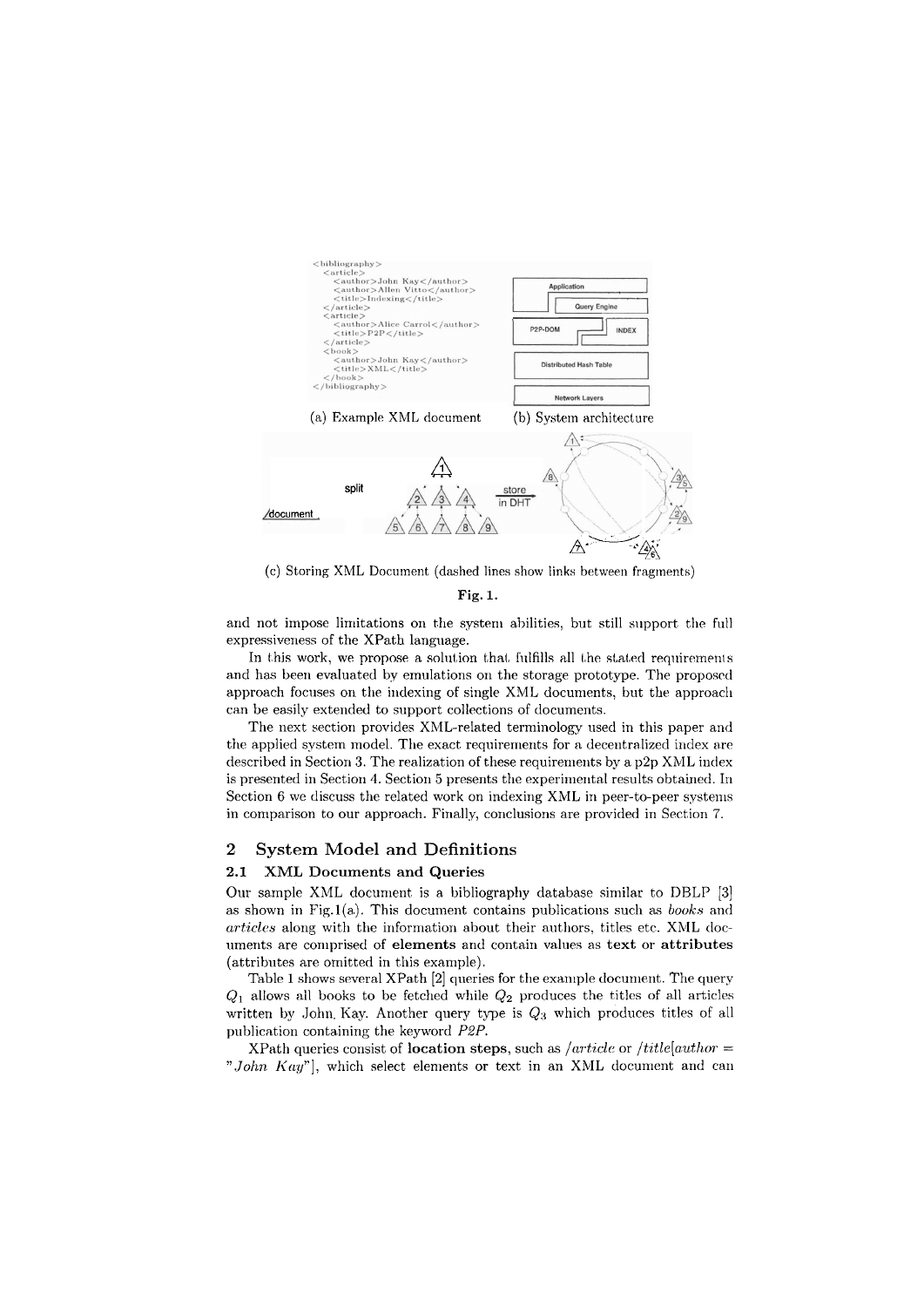```
<bibliography>
  <article>
    <author>John Kay</author>
    <author>Allen Vitto</author>
    <title>Indexing</title>
  </article>
  <article>
    <author>Alice Carrol</author>
    <title>P2P</title>
  </article>
  <book>
    <author>John Kay</author>
    <title>XML</title>
  </book>
</bibliography>
```

(a) Example XML document

Application
Query Engine
P2P-DOM
INDEX
Distributed Hash Table
Network Layers

(b) System architecture

split
store in DHT
/document

(c) Storing XML Document (dashed lines show links between fragments)

**Fig. 1.**

and not impose limitations on the system abilities, but still support the full expressiveness of the XPath language.

In this work, we propose a solution that fulfills all the stated requirements and has been evaluated by emulations on the storage prototype. The proposed approach focuses on the indexing of single XML documents, but the approach can be easily extended to support collections of documents.

The next section provides XML-related terminology used in this paper and the applied system model. The exact requirements for a decentralized index are described in Section 3. The realization of these requirements by a p2p XML index is presented in Section 4. Section 5 presents the experimental results obtained. In Section 6 we discuss the related work on indexing XML in peer-to-peer systems in comparison to our approach. Finally, conclusions are provided in Section 7.

## 2 System Model and Definitions

### 2.1 XML Documents and Queries

Our sample XML document is a bibliography database similar to DBLP [3] as shown in Fig.1(a). This document contains publications such as *books* and *articles* along with the information about their authors, titles etc. XML documents are comprised of **elements** and contain values as **text** or **attributes** (attributes are omitted in this example).

Table 1 shows several XPath [2] queries for the example document. The query $Q_1$ allows all books to be fetched while $Q_2$ produces the titles of all articles written by John Kay. Another query type is $Q_3$ which produces titles of all publication containing the keyword *P2P*.

XPath queries consist of **location steps**, such as */article* or */title[author = "John Kay"]*, which select elements or text in an XML document and can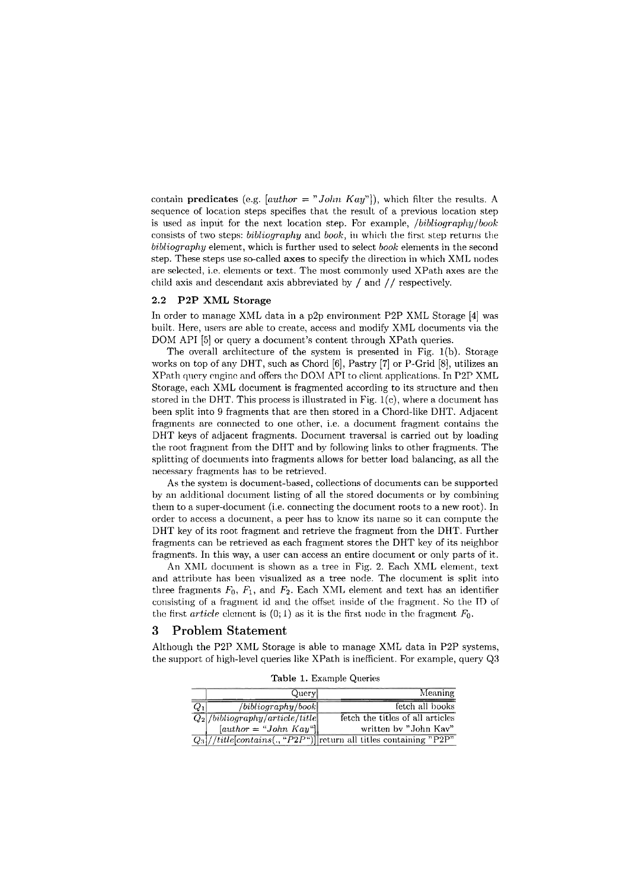contain **predicates** (e.g. *[author = "John Kay"]*), which filter the results. A sequence of location steps specifies that the result of a previous location step is used as input for the next location step. For example, */bibliography/book* consists of two steps: *bibliography* and *book*, in which the first step returns the *bibliography* element, which is further used to select *book* elements in the second step. These steps use so-called **axes** to specify the direction in which XML nodes are selected, i.e. elements or text. The most commonly used XPath axes are the child axis and descendant axis abbreviated by / and // respectively.

### 2.2 P2P XML Storage

In order to manage XML data in a p2p environment P2P XML Storage [4] was built. Here, users are able to create, access and modify XML documents via the DOM API [5] or query a document's content through XPath queries.

The overall architecture of the system is presented in Fig. 1(b). Storage works on top of any DHT, such as Chord [6], Pastry [7] or P-Grid [8], utilizes an XPath query engine and offers the DOM API to client applications. In P2P XML Storage, each XML document is fragmented according to its structure and then stored in the DHT. This process is illustrated in Fig. 1(c), where a document has been split into 9 fragments that are then stored in a Chord-like DHT. Adjacent fragments are connected to one other, i.e. a document fragment contains the DHT keys of adjacent fragments. Document traversal is carried out by loading the root fragment from the DHT and by following links to other fragments. The splitting of documents into fragments allows for better load balancing, as all the necessary fragments has to be retrieved.

As the system is document-based, collections of documents can be supported by an additional document listing of all the stored documents or by combining them to a super-document (i.e. connecting the document roots to a new root). In order to access a document, a peer has to know its name so it can compute the DHT key of its root fragment and retrieve the fragment from the DHT. Further fragments can be retrieved as each fragment stores the DHT key of its neighbor fragments. In this way, a user can access an entire document or only parts of it.

An XML document is shown as a tree in Fig. 2. Each XML element, text and attribute has been visualized as a tree node. The document is split into three fragments $F_0$, $F_1$, and $F_2$. Each XML element and text has an identifier consisting of a fragment id and the offset inside of the fragment. So the ID of the first *article* element is $(0;1)$ as it is the first node in the fragment $F_0$.

## 3 Problem Statement

Although the P2P XML Storage is able to manage XML data in P2P systems, the support of high-level queries like XPath is inefficient. For example, query Q3

**Table 1.** Example Queries

| | Query | Meaning |
|---|---|---|
| $Q_1$ | */bibliography/book* | fetch all books |
| $Q_2$ | */bibliography/article/title [author = "John Kay"]* | fetch the titles of all articles written by "John Kay" |
| $Q_3$ | *//title[contains(., "P2P")]* | return all titles containing "P2P" |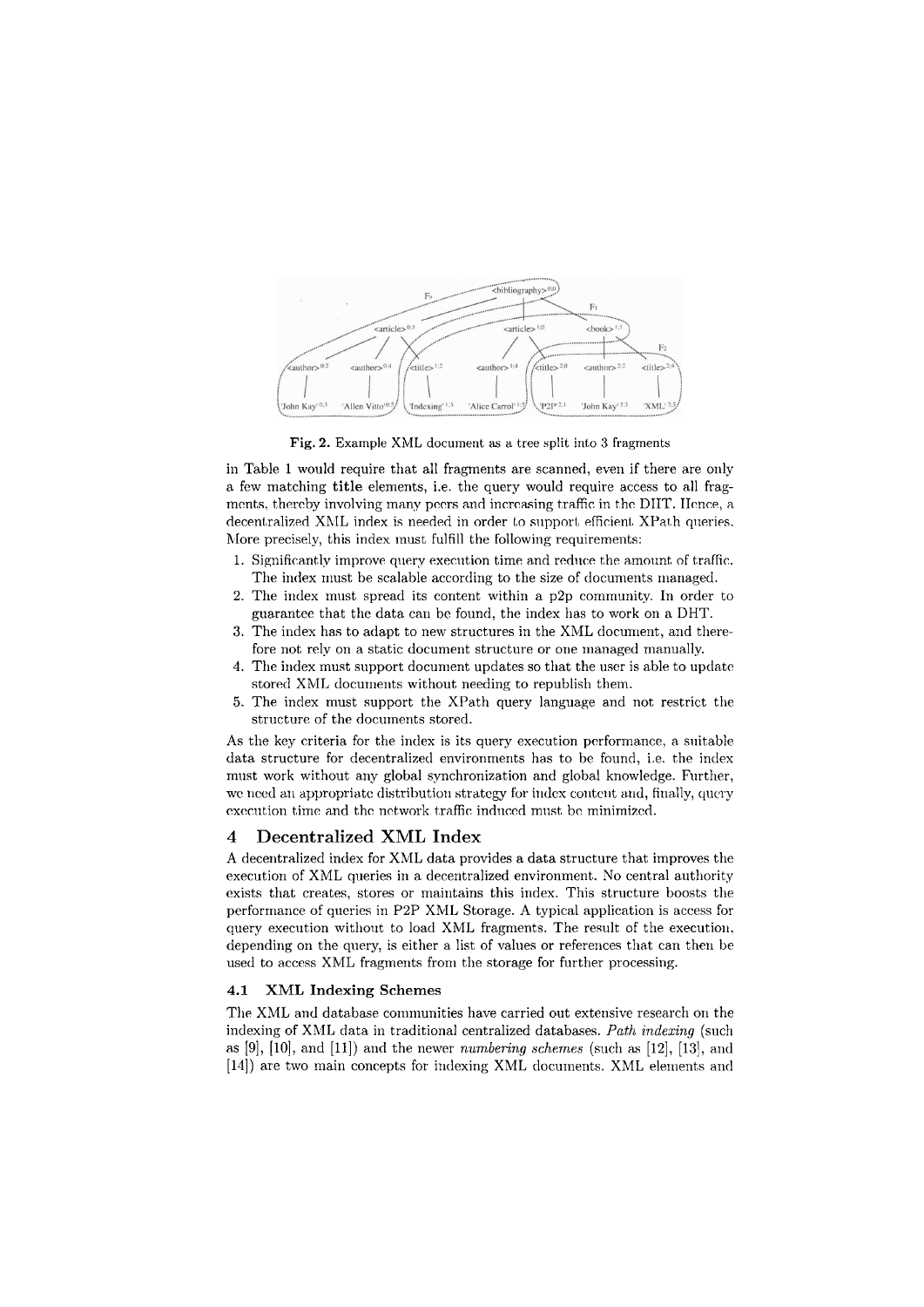<bibliography>0:0

F0

F1

F2

<article>0:1

<article>1:0

<book>1:1

<author>0:2

<author>0:4

<title>1:2

<author>1:4

<title>2:0

<author>2:2

<title>2:4

'John Kay'0:3

'Allen Vitto'0:5

'Indexing'1:3

'Alice Carrol'1:5

'P2P'2:1

'John Kay'2:3

'XML'2:5

**Fig. 2.** Example XML document as a tree split into 3 fragments

in Table 1 would require that all fragments are scanned, even if there are only a few matching title elements, i.e. the query would require access to all fragments, thereby involving many peers and increasing traffic in the DHT. Hence, a decentralized XML index is needed in order to support efficient XPath queries. More precisely, this index must fulfill the following requirements:

1. Significantly improve query execution time and reduce the amount of traffic. The index must be scalable according to the size of documents managed.
2. The index must spread its content within a p2p community. In order to guarantee that the data can be found, the index has to work on a DHT.
3. The index has to adapt to new structures in the XML document, and therefore not rely on a static document structure or one managed manually.
4. The index must support document updates so that the user is able to update stored XML documents without needing to republish them.
5. The index must support the XPath query language and not restrict the structure of the documents stored.

As the key criteria for the index is its query execution performance, a suitable data structure for decentralized environments has to be found, i.e. the index must work without any global synchronization and global knowledge. Further, we need an appropriate distribution strategy for index content and, finally, query execution time and the network traffic induced must be minimized.

## 4 Decentralized XML Index

A decentralized index for XML data provides a data structure that improves the execution of XML queries in a decentralized environment. No central authority exists that creates, stores or maintains this index. This structure boosts the performance of queries in P2P XML Storage. A typical application is access for query execution without to load XML fragments. The result of the execution, depending on the query, is either a list of values or references that can then be used to access XML fragments from the storage for further processing.

### 4.1 XML Indexing Schemes

The XML and database communities have carried out extensive research on the indexing of XML data in traditional centralized databases. *Path indexing* (such as [9], [10], and [11]) and the newer *numbering schemes* (such as [12], [13], and [14]) are two main concepts for indexing XML documents. XML elements and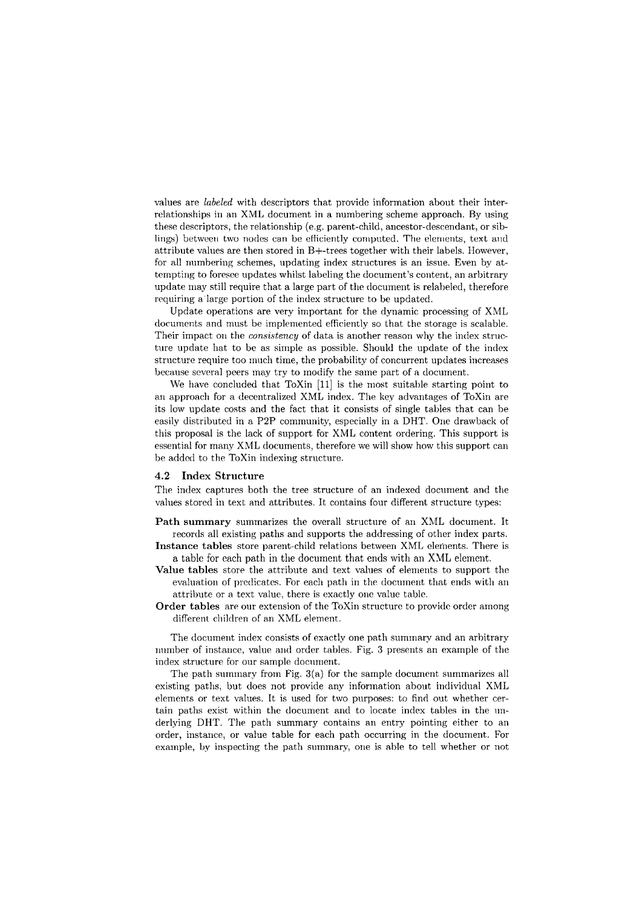values are *labeled* with descriptors that provide information about their inter-relationships in an XML document in a numbering scheme approach. By using these descriptors, the relationship (e.g. parent-child, ancestor-descendant, or siblings) between two nodes can be efficiently computed. The elements, text and attribute values are then stored in B+-trees together with their labels. However, for all numbering schemes, updating index structures is an issue. Even by attempting to foresee updates whilst labeling the document's content, an arbitrary update may still require that a large part of the document is relabeled, therefore requiring a large portion of the index structure to be updated.

Update operations are very important for the dynamic processing of XML documents and must be implemented efficiently so that the storage is scalable. Their impact on the *consistency* of data is another reason why the index structure update hat to be as simple as possible. Should the update of the index structure require too much time, the probability of concurrent updates increases because several peers may try to modify the same part of a document.

We have concluded that ToXin [11] is the most suitable starting point to an approach for a decentralized XML index. The key advantages of ToXin are its low update costs and the fact that it consists of single tables that can be easily distributed in a P2P community, especially in a DHT. One drawback of this proposal is the lack of support for XML content ordering. This support is essential for many XML documents, therefore we will show how this support can be added to the ToXin indexing structure.

### 4.2 Index Structure

The index captures both the tree structure of an indexed document and the values stored in text and attributes. It contains four different structure types:

- **Path summary** summarizes the overall structure of an XML document. It records all existing paths and supports the addressing of other index parts.
- **Instance tables** store parent-child relations between XML elements. There is a table for each path in the document that ends with an XML element.
- **Value tables** store the attribute and text values of elements to support the evaluation of predicates. For each path in the document that ends with an attribute or a text value, there is exactly one value table.
- **Order tables** are our extension of the ToXin structure to provide order among different children of an XML element.

The document index consists of exactly one path summary and an arbitrary number of instance, value and order tables. Fig. 3 presents an example of the index structure for our sample document.

The path summary from Fig. 3(a) for the sample document summarizes all existing paths, but does not provide any information about individual XML elements or text values. It is used for two purposes: to find out whether certain paths exist within the document and to locate index tables in the underlying DHT. The path summary contains an entry pointing either to an order, instance, or value table for each path occurring in the document. For example, by inspecting the path summary, one is able to tell whether or not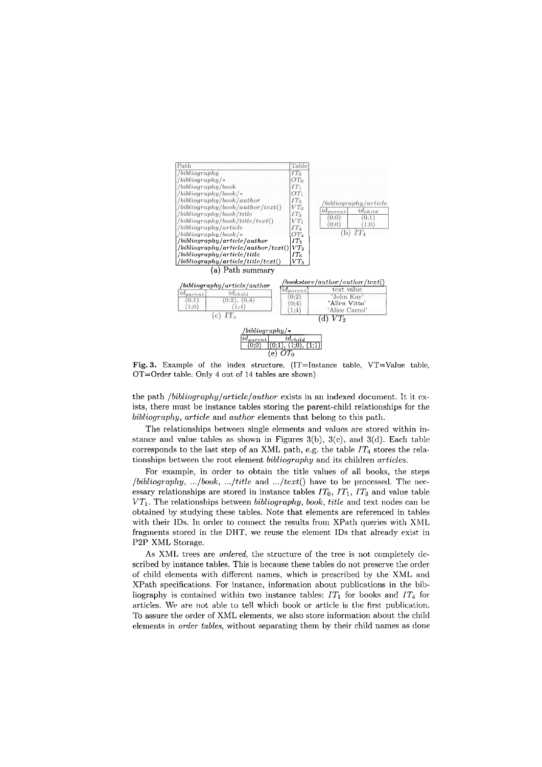(a) Path summary

| Path | Table |
|---|---|
| /bibliography | $IT_0$ |
| /bibliography/* | $OT_0$ |
| /bibliography/book | $IT_1$ |
| /bibliography/book/* | $OT_1$ |
| /bibliography/book/author | $IT_2$ |
| /bibliography/book/author/text() | $VT_0$ |
| /bibliography/book/title | $IT_3$ |
| /bibliography/book/title/text() | $VT_1$ |
| /bibliography/article | $IT_4$ |
| /bibliography/book/* | $OT_2$ |
| /bibliography/article/author | $IT_5$ |
| /bibliography/article/author/text() | $VT_2$ |
| /bibliography/article/title | $IT_6$ |
| /bibliography/article/title/text() | $VT_3$ |

(b) $IT_4$

*/bibliography/article*

| $id_{parent}$ | $id_{child}$ |
|---|---|
| (0;0) | (0;1) |
| (0;0) | (1;0) |

(c) $IT_5$

*/bibliography/article/author*

| $id_{parent}$ | $id_{child}$ |
|---|---|
| (0;1) | (0;2), (0;4) |
| (1;0) | (1;4) |

(d) $VT_2$

*/bookstore/author/author/text()*

| $id_{parent}$ | text value |
|---|---|
| (0;2) | 'John Kay' |
| (0;4) | 'Allen Vitto' |
| (1;4) | 'Alice Carrol' |

(e) $OT_0$

*/bibliography/**

| $id_{parent}$ | $id_{child}$ |
|---|---|
| (0;0) | (0;1), (1;0), (1;1) |

**Fig. 3.** Example of the index structure. (IT=Instance table, VT=Value table, OT=Order table. Only 4 out of 14 tables are shown)

the path */bibliography/article/author* exists in an indexed document. It exists, there must be instance tables storing the parent-child relationships for the *bibliography*, *article* and *author* elements that belong to this path.

The relationships between single elements and values are stored within instance and value tables as shown in Figures 3(b), 3(c), and 3(d). Each table corresponds to the last step of an XML path, e.g. the table $IT_4$ stores the relationships between the root element *bibliography* and its children *articles*.

For example, in order to obtain the title values of all books, the steps */bibliography*, *.../book*, *.../title* and *.../text()* have to be processed. The necessary relationships are stored in instance tables $IT_0$, $IT_1$, $IT_3$ and value table $VT_1$. The relationships between *bibliography*, *book*, *title* and text nodes can be obtained by studying these tables. Note that elements are referenced in tables with their IDs. In order to connect the results from XPath queries with XML fragments stored in the DHT, we reuse the element IDs that already exist in P2P XML Storage.

As XML trees are *ordered*, the structure of the tree is not completely described by instance tables. This is because these tables do not preserve the order of child elements with different names, which is prescribed by the XML and XPath specifications. For instance, information about publications in the bibliography is contained within two instance tables: $IT_1$ for books and $IT_4$ for articles. We are not able to tell which book or article is the first publication. To assure the order of XML elements, we also store information about the child elements in *order tables*, without separating them by their child names as done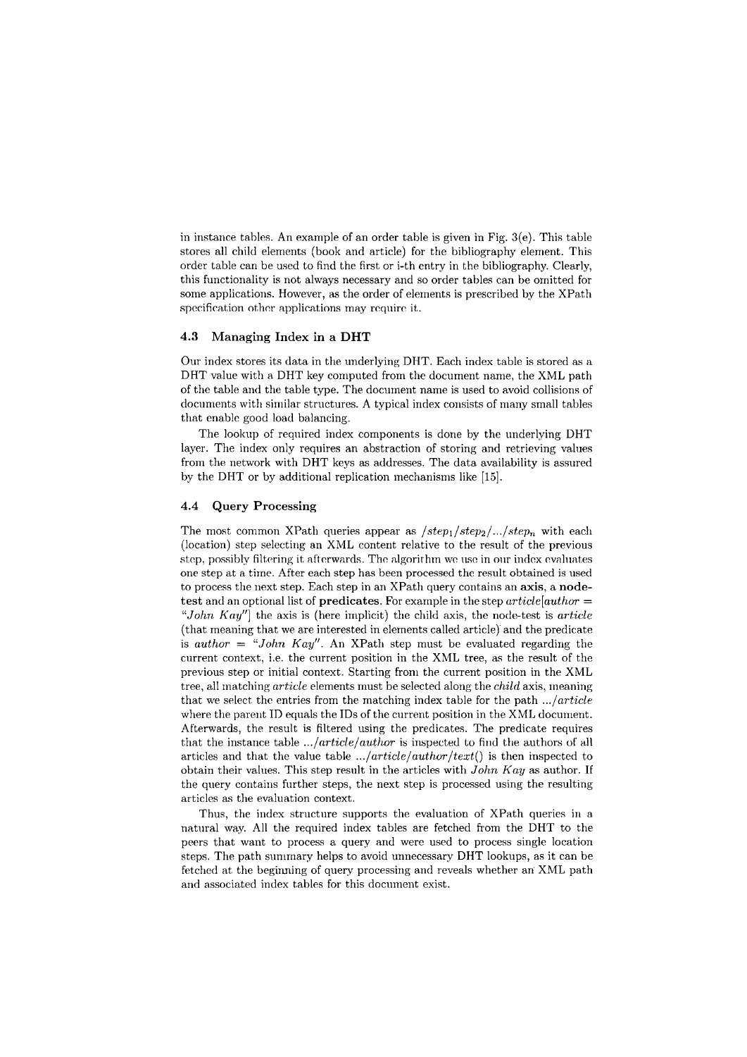in instance tables. An example of an order table is given in Fig. 3(e). This table stores all child elements (book and article) for the bibliography element. This order table can be used to find the first or i-th entry in the bibliography. Clearly, this functionality is not always necessary and so order tables can be omitted for some applications. However, as the order of elements is prescribed by the XPath specification other applications may require it.

### 4.3 Managing Index in a DHT

Our index stores its data in the underlying DHT. Each index table is stored as a DHT value with a DHT key computed from the document name, the XML path of the table and the table type. The document name is used to avoid collisions of documents with similar structures. A typical index consists of many small tables that enable good load balancing.

The lookup of required index components is done by the underlying DHT layer. The index only requires an abstraction of storing and retrieving values from the network with DHT keys as addresses. The data availability is assured by the DHT or by additional replication mechanisms like [15].

### 4.4 Query Processing

The most common XPath queries appear as $/step_1/step_2/.../step_n$ with each (location) step selecting an XML content relative to the result of the previous step, possibly filtering it afterwards. The algorithm we use in our index evaluates one step at a time. After each step has been processed the result obtained is used to process the next step. Each step in an XPath query contains an **axis**, a **node-test** and an optional list of **predicates**. For example in the step *article[author = "John Kay"]* the axis is (here implicit) the child axis, the node-test is *article* (that meaning that we are interested in elements called article) and the predicate is *author = "John Kay"*. An XPath step must be evaluated regarding the current context, i.e. the current position in the XML tree, as the result of the previous step or initial context. Starting from the current position in the XML tree, all matching *article* elements must be selected along the *child* axis, meaning that we select the entries from the matching index table for the path *.../article* where the parent ID equals the IDs of the current position in the XML document. Afterwards, the result is filtered using the predicates. The predicate requires that the instance table *.../article/author* is inspected to find the authors of all articles and that the value table *.../article/author/text()* is then inspected to obtain their values. This step result in the articles with *John Kay* as author. If the query contains further steps, the next step is processed using the resulting articles as the evaluation context.

Thus, the index structure supports the evaluation of XPath queries in a natural way. All the required index tables are fetched from the DHT to the peers that want to process a query and were used to process single location steps. The path summary helps to avoid unnecessary DHT lookups, as it can be fetched at the beginning of query processing and reveals whether an XML path and associated index tables for this document exist.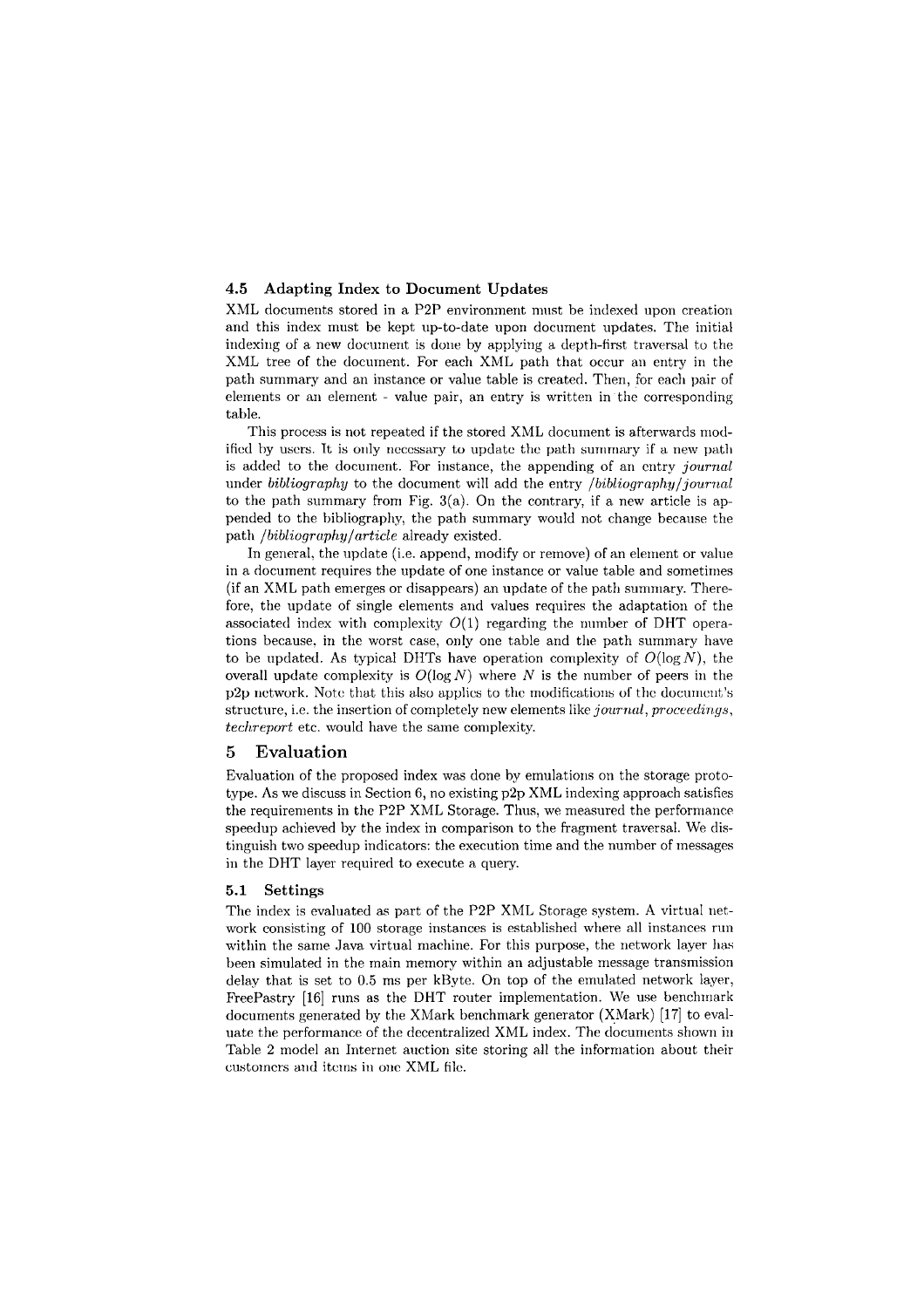### 4.5 Adapting Index to Document Updates

XML documents stored in a P2P environment must be indexed upon creation and this index must be kept up-to-date upon document updates. The initial indexing of a new document is done by applying a depth-first traversal to the XML tree of the document. For each XML path that occur an entry in the path summary and an instance or value table is created. Then, for each pair of elements or an element - value pair, an entry is written in the corresponding table.

This process is not repeated if the stored XML document is afterwards modified by users. It is only necessary to update the path summary if a new path is added to the document. For instance, the appending of an entry *journal* under *bibliography* to the document will add the entry */bibliography/journal* to the path summary from Fig. 3(a). On the contrary, if a new article is appended to the bibliography, the path summary would not change because the path */bibliography/article* already existed.

In general, the update (i.e. append, modify or remove) of an element or value in a document requires the update of one instance or value table and sometimes (if an XML path emerges or disappears) an update of the path summary. Therefore, the update of single elements and values requires the adaptation of the associated index with complexity $O(1)$ regarding the number of DHT operations because, in the worst case, only one table and the path summary have to be updated. As typical DHTs have operation complexity of $O(\log N)$, the overall update complexity is $O(\log N)$ where $N$ is the number of peers in the p2p network. Note that this also applies to the modifications of the document's structure, i.e. the insertion of completely new elements like *journal*, *proceedings*, *techreport* etc. would have the same complexity.

## 5 Evaluation

Evaluation of the proposed index was done by emulations on the storage prototype. As we discuss in Section 6, no existing p2p XML indexing approach satisfies the requirements in the P2P XML Storage. Thus, we measured the performance speedup achieved by the index in comparison to the fragment traversal. We distinguish two speedup indicators: the execution time and the number of messages in the DHT layer required to execute a query.

### 5.1 Settings

The index is evaluated as part of the P2P XML Storage system. A virtual network consisting of 100 storage instances is established where all instances run within the same Java virtual machine. For this purpose, the network layer has been simulated in the main memory within an adjustable message transmission delay that is set to 0.5 ms per kByte. On top of the emulated network layer, FreePastry [16] runs as the DHT router implementation. We use benchmark documents generated by the XMark benchmark generator (XMark) [17] to evaluate the performance of the decentralized XML index. The documents shown in Table 2 model an Internet auction site storing all the information about their customers and items in one XML file.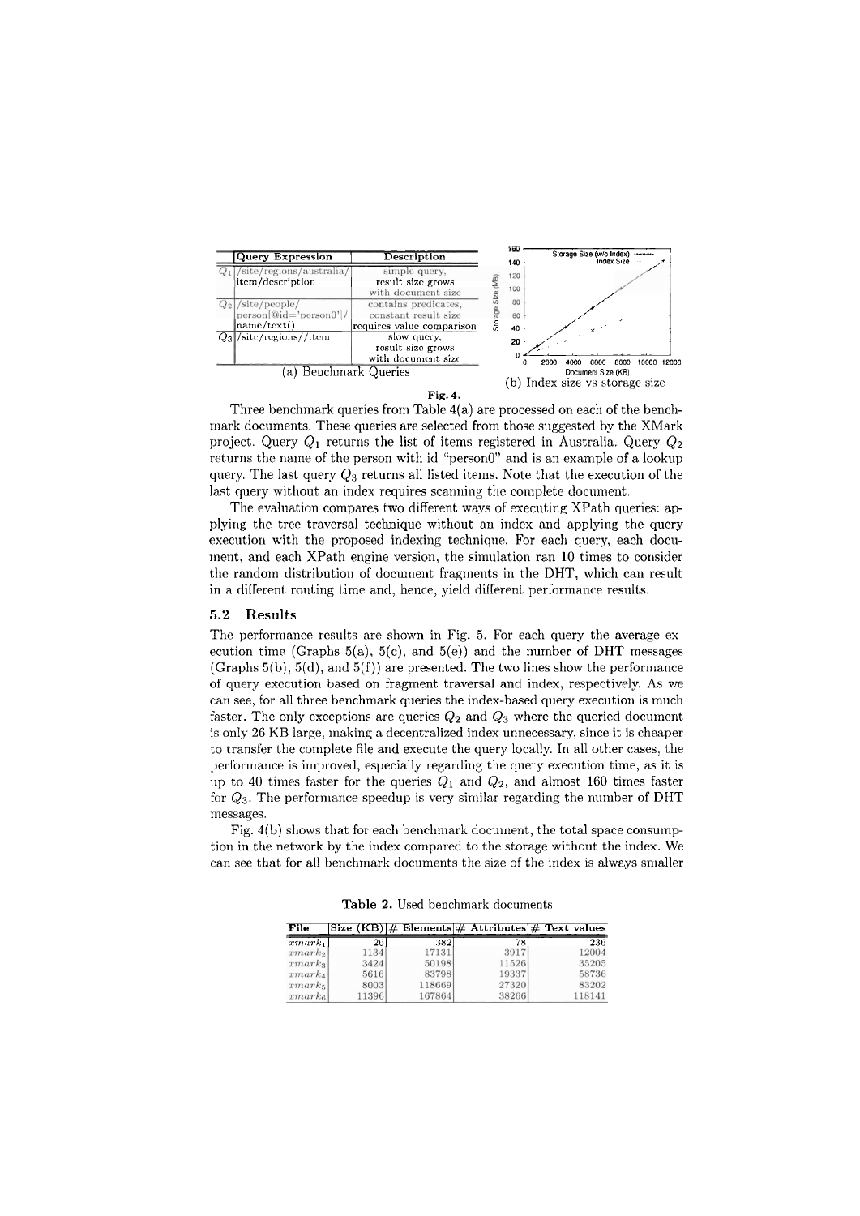| Query Expression | Description |
|---|---|
| $Q_1$ /site/regions/australia/item/description | simple query, result size grows with document size |
| $Q_2$ /site/people/person[@id='person0']/name/text() | contains predicates, constant result size requires value comparison |
| $Q_3$ /site/regions//item | slow query, result size grows with document size |

(a) Benchmark Queries

160
140
120
100
80
60
40
20
0
Storage Size (MB)
Storage Size (w/o Index)
Index Size
0 2000 4000 6000 8000 10000 12000
Document Size (KB)

(b) Index size vs storage size

**Fig. 4.**

Three benchmark queries from Table 4(a) are processed on each of the benchmark documents. These queries are selected from those suggested by the XMark project. Query $Q_1$ returns the list of items registered in Australia. Query $Q_2$ returns the name of the person with id "person0" and is an example of a lookup query. The last query $Q_3$ returns all listed items. Note that the execution of the last query without an index requires scanning the complete document.

The evaluation compares two different ways of executing XPath queries: applying the tree traversal technique without an index and applying the query execution with the proposed indexing technique. For each query, each document, and each XPath engine version, the simulation ran 10 times to consider the random distribution of document fragments in the DHT, which can result in a different routing time and, hence, yield different performance results.

### 5.2 Results

The performance results are shown in Fig. 5. For each query the average execution time (Graphs 5(a), 5(c), and 5(e)) and the number of DHT messages (Graphs 5(b), 5(d), and 5(f)) are presented. The two lines show the performance of query execution based on fragment traversal and index, respectively. As we can see, for all three benchmark queries the index-based query execution is much faster. The only exceptions are queries $Q_2$ and $Q_3$ where the queried document is only 26 KB large, making a decentralized index unnecessary, since it is cheaper to transfer the complete file and execute the query locally. In all other cases, the performance is improved, especially regarding the query execution time, as it is up to 40 times faster for the queries $Q_1$ and $Q_2$, and almost 160 times faster for $Q_3$. The performance speedup is very similar regarding the number of DHT messages.

Fig. 4(b) shows that for each benchmark document, the total space consumption in the network by the index compared to the storage without the index. We can see that for all benchmark documents the size of the index is always smaller

**Table 2.** Used benchmark documents

| File | Size (KB) | # Elements | # Attributes | # Text values |
|---|---|---|---|---|
| $xmark_1$ | 26 | 382 | 78 | 236 |
| $xmark_2$ | 1134 | 17131 | 3917 | 12004 |
| $xmark_3$ | 3424 | 50198 | 11526 | 35205 |
| $xmark_4$ | 5616 | 83798 | 19337 | 58736 |
| $xmark_5$ | 8003 | 118669 | 27320 | 83202 |
| $xmark_6$ | 11396 | 167864 | 38266 | 118141 |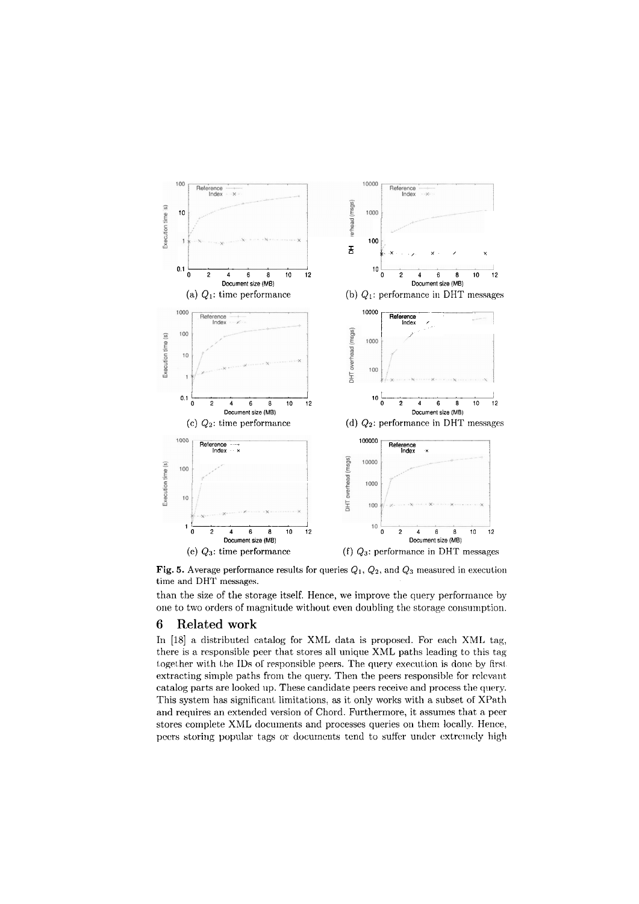100
Reference
Index
Execution time (s)
10
1
0.1
0 2 4 6 8 10 12
Document size (MB)

(a) $Q_1$: time performance

10000
Reference
Index
DHT overhead (msgs)
1000
100
10
0 2 4 6 8 10 12
Document size (MB)

(b) $Q_1$: performance in DHT messages

1000
Reference
Index
Execution time (s)
100
10
1
0.1
0 2 4 6 8 10 12
Document size (MB)

(c) $Q_2$: time performance

10000
Reference
Index
DHT overhead (msgs)
1000
100
10
0 2 4 6 8 10 12
Document size (MB)

(d) $Q_2$: performance in DHT messages

1000
Reference
Index
Execution time (s)
100
10
1
0 2 4 6 8 10 12
Document size (MB)

(e) $Q_3$: time performance

100000
Reference
Index
DHT overhead (msgs)
10000
1000
100
10
0 2 4 6 8 10 12
Document size (MB)

(f) $Q_3$: performance in DHT messages

**Fig. 5.** Average performance results for queries $Q_1$, $Q_2$, and $Q_3$ measured in execution time and DHT messages.

than the size of the storage itself. Hence, we improve the query performance by one to two orders of magnitude without even doubling the storage consumption.

## 6 Related work

In [18] a distributed catalog for XML data is proposed. For each XML tag, there is a responsible peer that stores all unique XML paths leading to this tag together with the IDs of responsible peers. The query execution is done by first extracting simple paths from the query. Then the peers responsible for relevant catalog parts are looked up. These candidate peers receive and process the query. This system has significant limitations, as it only works with a subset of XPath and requires an extended version of Chord. Furthermore, it assumes that a peer stores complete XML documents and processes queries on them locally. Hence, peers storing popular tags or documents tend to suffer under extremely high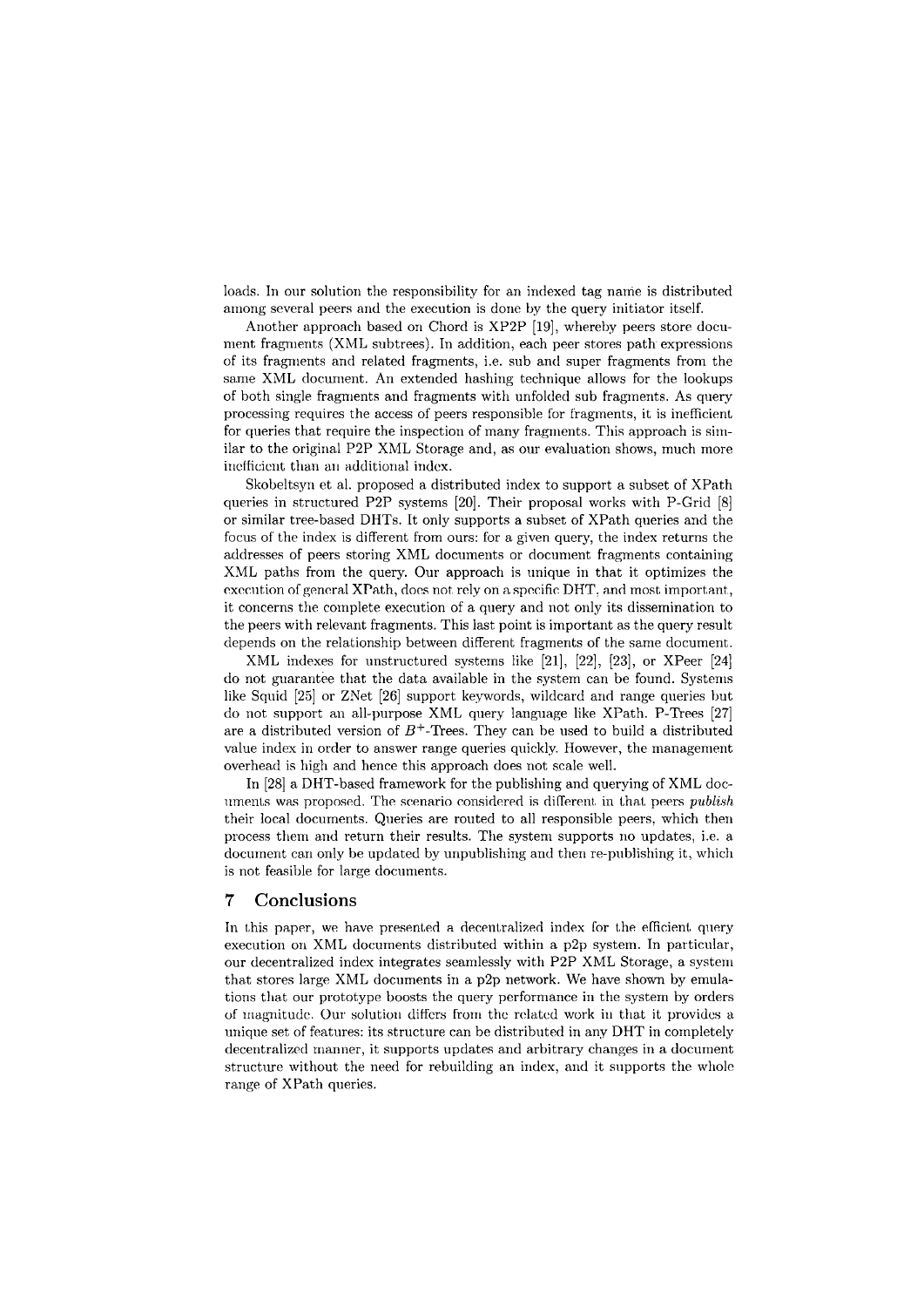loads. In our solution the responsibility for an indexed tag name is distributed among several peers and the execution is done by the query initiator itself.

Another approach based on Chord is XP2P [19], whereby peers store document fragments (XML subtrees). In addition, each peer stores path expressions of its fragments and related fragments, i.e. sub and super fragments from the same XML document. An extended hashing technique allows for the lookups of both single fragments and fragments with unfolded sub fragments. As query processing requires the access of peers responsible for fragments, it is inefficient for queries that require the inspection of many fragments. This approach is similar to the original P2P XML Storage and, as our evaluation shows, much more inefficient than an additional index.

Skobeltsyn et al. proposed a distributed index to support a subset of XPath queries in structured P2P systems [20]. Their proposal works with P-Grid [8] or similar tree-based DHTs. It only supports a subset of XPath queries and the focus of the index is different from ours: for a given query, the index returns the addresses of peers storing XML documents or document fragments containing XML paths from the query. Our approach is unique in that it optimizes the execution of general XPath, does not rely on a specific DHT, and most important, it concerns the complete execution of a query and not only its dissemination to the peers with relevant fragments. This last point is important as the query result depends on the relationship between different fragments of the same document.

XML indexes for unstructured systems like [21], [22], [23], or XPeer [24] do not guarantee that the data available in the system can be found. Systems like Squid [25] or ZNet [26] support keywords, wildcard and range queries but do not support an all-purpose XML query language like XPath. P-Trees [27] are a distributed version of $B^+$-Trees. They can be used to build a distributed value index in order to answer range queries quickly. However, the management overhead is high and hence this approach does not scale well.

In [28] a DHT-based framework for the publishing and querying of XML documents was proposed. The scenario considered is different in that peers *publish* their local documents. Queries are routed to all responsible peers, which then process them and return their results. The system supports no updates, i.e. a document can only be updated by unpublishing and then re-publishing it, which is not feasible for large documents.

## 7 Conclusions

In this paper, we have presented a decentralized index for the efficient query execution on XML documents distributed within a p2p system. In particular, our decentralized index integrates seamlessly with P2P XML Storage, a system that stores large XML documents in a p2p network. We have shown by emulations that our prototype boosts the query performance in the system by orders of magnitude. Our solution differs from the related work in that it provides a unique set of features: its structure can be distributed in any DHT in completely decentralized manner, it supports updates and arbitrary changes in a document structure without the need for rebuilding an index, and it supports the whole range of XPath queries.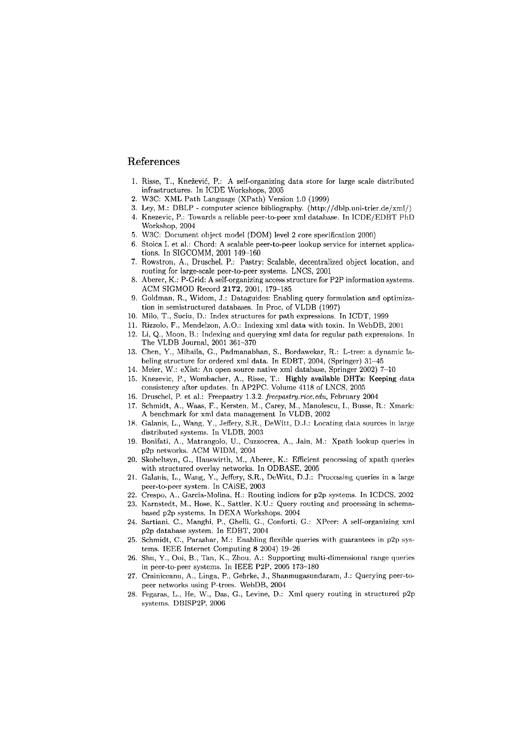## References

1. Risse, T., Knežević, P.: A self-organizing data store for large scale distributed infrastructures. In ICDE Workshops, 2005
2. W3C: XML Path Language (XPath) Version 1.0 (1999)
3. Ley, M.: DBLP - computer science bibliography. (http://dblp.uni-trier.de/xml/)
4. Knezevic, P.: Towards a reliable peer-to-peer xml database. In ICDE/EDBT PhD Workshop, 2004
5. W3C: Document object model (DOM) level 2 core specification 2000)
6. Stoica I. et al.: Chord: A scalable peer-to-peer lookup service for internet applications. In SIGCOMM, 2001 149–160
7. Rowstron, A., Druschel. P.: Pastry: Scalable, decentralized object location, and routing for large-scale peer-to-peer systems. LNCS, 2001
8. Aberer, K.: P-Grid: A self-organizing access structure for P2P information systems. ACM SIGMOD Record **2172**, 2001, 179–185
9. Goldman, R., Widom, J.: Dataguides: Enabling query formulation and optimization in semistructured databases. In Proc. of VLDB (1997)
10. Milo, T., Suciu, D.: Index structures for path expressions. In ICDT, 1999
11. Rizzolo, F., Mendelzon, A.O.: Indexing xml data with toxin. In WebDB, 2001
12. Li, Q., Moon, B.: Indexing and querying xml data for regular path expressions. In The VLDB Journal, 2001 361–370
13. Chen, Y., Mihaila, G., Padmanabhan, S., Bordawekar, R.: L-tree: a dynamic labeling structure for ordered xml data. In EDBT, 2004, (Springer) 31–45
14. Meier, W.: eXist: An open source native xml database, Springer 2002) 7–10
15. Knezevic, P., Wombacher, A., Risse, T.: Highly available DHTs: Keeping data consistency after updates. In AP2PC. Volume 4118 of LNCS, 2005
16. Druschel, P. et al.: Freepastry 1.3.2. *freepastry.rice.edu*, February 2004
17. Schmidt, A., Waas, F., Kersten, M., Carey, M., Manolescu, I., Busse, R.: Xmark: A benchmark for xml data management In VLDB, 2002
18. Galanis, L., Wang, Y., Jeffery, S.R., DeWitt, D.J.: Locating data sources in large distributed systems. In VLDB, 2003
19. Bonifati, A., Matrangolo, U., Cuzzocrea, A., Jain, M.: Xpath lookup queries in p2p networks. ACM WIDM, 2004
20. Skobeltsyn, G., Hauswirth, M., Aberer, K.: Efficient processing of xpath queries with structured overlay networks. In ODBASE, 2005
21. Galanis, L., Wang, Y., Jeffery, S.R., DeWitt, D.J.: Processing queries in a large peer-to-peer system. In CAiSE, 2003
22. Crespo, A., Garcia-Molina, H.: Routing indices for p2p systems. In ICDCS, 2002
23. Karnstedt, M., Hose, K., Sattler, K.U.: Query routing and processing in schema-based p2p systems. In DEXA Workshops, 2004
24. Sartiani, C., Manghi, P., Ghelli, G., Conforti, G.: XPeer: A self-organizing xml p2p database system. In EDBT, 2004
25. Schmidt, C., Parashar, M.: Enabling flexible queries with guarantees in p2p systems. IEEE Internet Computing **8** 2004) 19–26
26. Shu, Y., Ooi, B., Tan, K., Zhou, A.: Supporting multi-dimensional range queries in peer-to-peer systems. In IEEE P2P, 2005 173–180
27. Crainiceanu, A., Linga, P., Gehrke, J., Shanmugasundaram, J.: Querying peer-to-peer networks using P-trees. WebDB, 2004
28. Fegaras, L., He, W., Das, G., Levine, D.: Xml query routing in structured p2p systems. DBISP2P, 2006